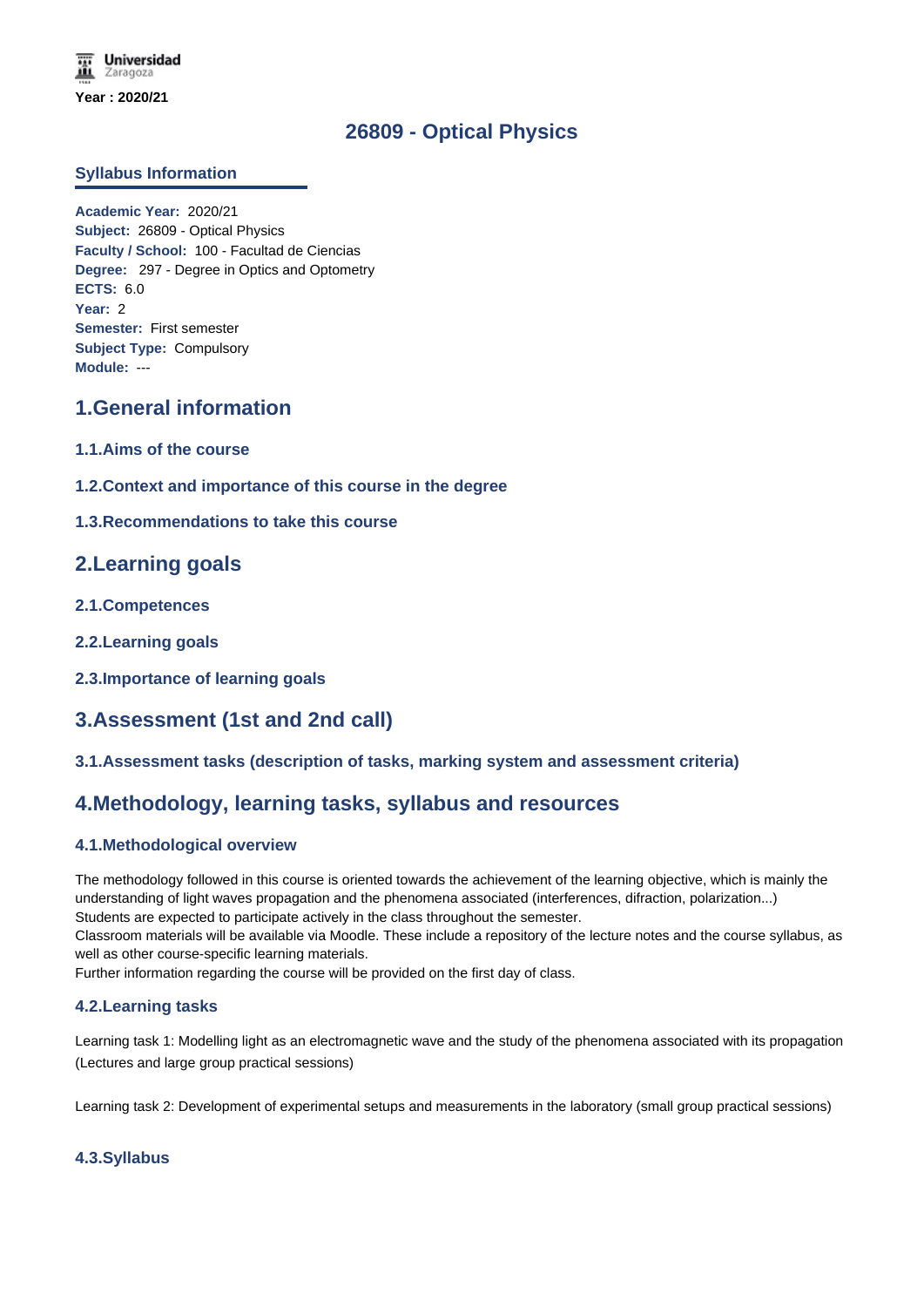Universidad Zaragoza

**Year : 2020/21**

# 26809 - Optical Physics

## Syllabus Information

**Academic Year:** 2020/21
**Subject:** 26809 - Optical Physics
**Faculty / School:** 100 - Facultad de Ciencias
**Degree:** 297 - Degree in Optics and Optometry
**ECTS:** 6.0
**Year:** 2
**Semester:** First semester
**Subject Type:** Compulsory
**Module:** ---

## 1.General information

### 1.1.Aims of the course

### 1.2.Context and importance of this course in the degree

### 1.3.Recommendations to take this course

## 2.Learning goals

### 2.1.Competences

### 2.2.Learning goals

### 2.3.Importance of learning goals

## 3.Assessment (1st and 2nd call)

### 3.1.Assessment tasks (description of tasks, marking system and assessment criteria)

## 4.Methodology, learning tasks, syllabus and resources

### 4.1.Methodological overview

The methodology followed in this course is oriented towards the achievement of the learning objective, which is mainly the understanding of light waves propagation and the phenomena associated (interferences, difraction, polarization...)
Students are expected to participate actively in the class throughout the semester.
Classroom materials will be available via Moodle. These include a repository of the lecture notes and the course syllabus, as well as other course-specific learning materials.
Further information regarding the course will be provided on the first day of class.

### 4.2.Learning tasks

Learning task 1: Modelling light as an electromagnetic wave and the study of the phenomena associated with its propagation (Lectures and large group practical sessions)

Learning task 2: Development of experimental setups and measurements in the laboratory (small group practical sessions)

### 4.3.Syllabus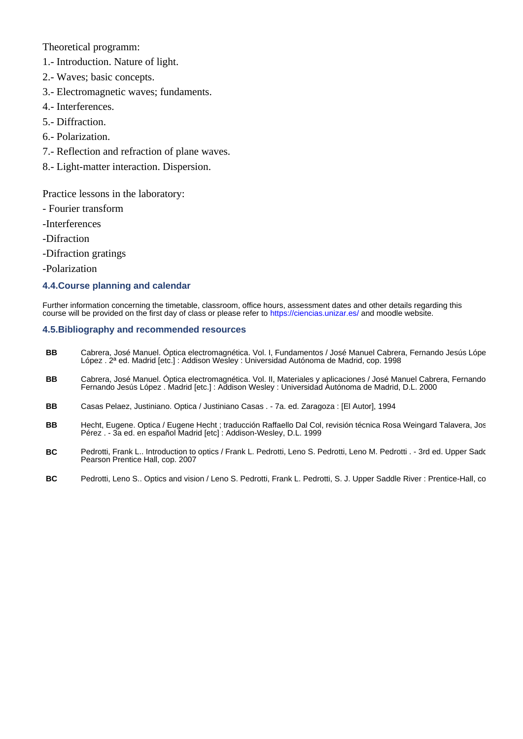Theoretical programm:

1.- Introduction. Nature of light.

2.- Waves; basic concepts.

3.- Electromagnetic waves; fundaments.

4.- Interferences.

5.- Diffraction.

6.- Polarization.

7.- Reflection and refraction of plane waves.

8.- Light-matter interaction. Dispersion.

Practice lessons in the laboratory:

- Fourier transform
-Interferences
-Difraction
-Difraction gratings
-Polarization

### 4.4.Course planning and calendar

Further information concerning the timetable, classroom, office hours, assessment dates and other details regarding this course will be provided on the first day of class or please refer to https://ciencias.unizar.es/ and moodle website.

### 4.5.Bibliography and recommended resources

| | |
|---|---|
| **BB** | Cabrera, José Manuel. Óptica electromagnética. Vol. I, Fundamentos / José Manuel Cabrera, Fernando Jesús Lópe López . 2ª ed. Madrid [etc.] : Addison Wesley : Universidad Autónoma de Madrid, cop. 1998 |
| **BB** | Cabrera, José Manuel. Óptica electromagnética. Vol. II, Materiales y aplicaciones / José Manuel Cabrera, Fernando Fernando Jesús López . Madrid [etc.] : Addison Wesley : Universidad Autónoma de Madrid, D.L. 2000 |
| **BB** | Casas Pelaez, Justiniano. Optica / Justiniano Casas . - 7a. ed. Zaragoza : [El Autor], 1994 |
| **BB** | Hecht, Eugene. Optica / Eugene Hecht ; traducción Raffaello Dal Col, revisión técnica Rosa Weingard Talavera, Jos Pérez . - 3a ed. en español Madrid [etc] : Addison-Wesley, D.L. 1999 |
| **BC** | Pedrotti, Frank L.. Introduction to optics / Frank L. Pedrotti, Leno S. Pedrotti, Leno M. Pedrotti . - 3rd ed. Upper Sadc Pearson Prentice Hall, cop. 2007 |
| **BC** | Pedrotti, Leno S.. Optics and vision / Leno S. Pedrotti, Frank L. Pedrotti, S. J. Upper Saddle River : Prentice-Hall, co |